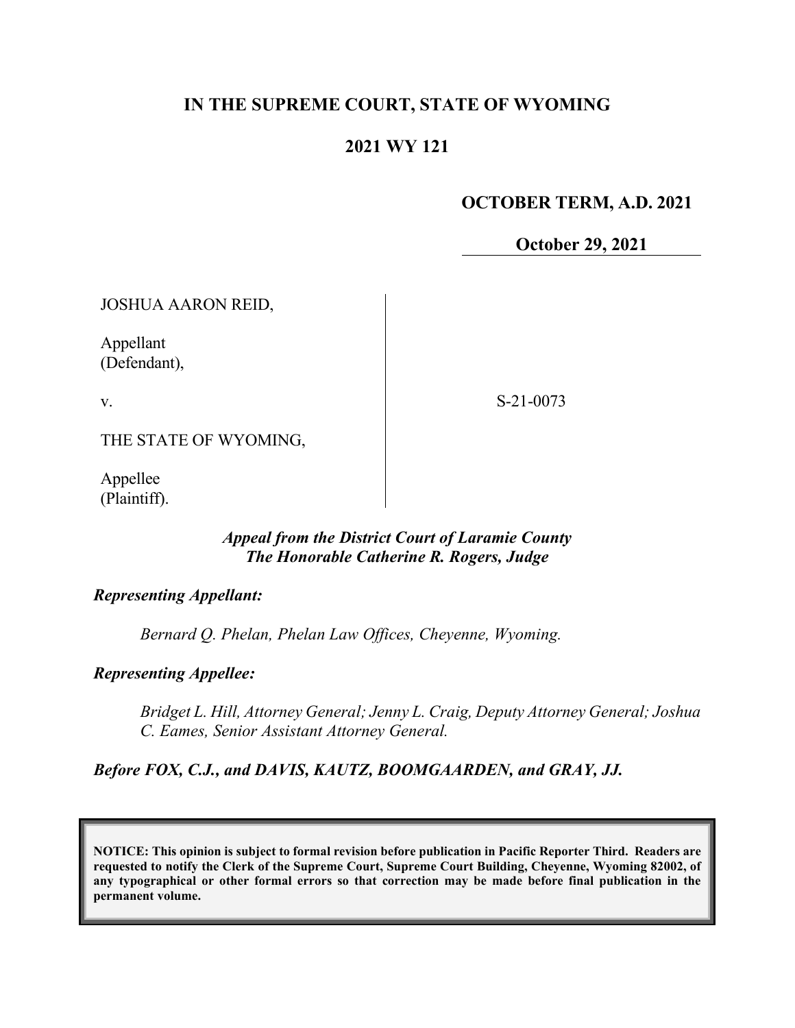# IN THE SUPREME COURT, STATE OF WYOMING

## 2021 WY 121

**OCTOBER TERM, A.D. 2021**

**October 29, 2021**

JOSHUA AARON REID,

Appellant
(Defendant),

v.

THE STATE OF WYOMING,

Appellee
(Plaintiff).

S-21-0073

***Appeal from the District Court of Laramie County***
***The Honorable Catherine R. Rogers, Judge***

***Representing Appellant:***

*Bernard Q. Phelan, Phelan Law Offices, Cheyenne, Wyoming.*

***Representing Appellee:***

*Bridget L. Hill, Attorney General; Jenny L. Craig, Deputy Attorney General; Joshua C. Eames, Senior Assistant Attorney General.*

***Before FOX, C.J., and DAVIS, KAUTZ, BOOMGAARDEN, and GRAY, JJ.***

**NOTICE: This opinion is subject to formal revision before publication in Pacific Reporter Third. Readers are requested to notify the Clerk of the Supreme Court, Supreme Court Building, Cheyenne, Wyoming 82002, of any typographical or other formal errors so that correction may be made before final publication in the permanent volume.**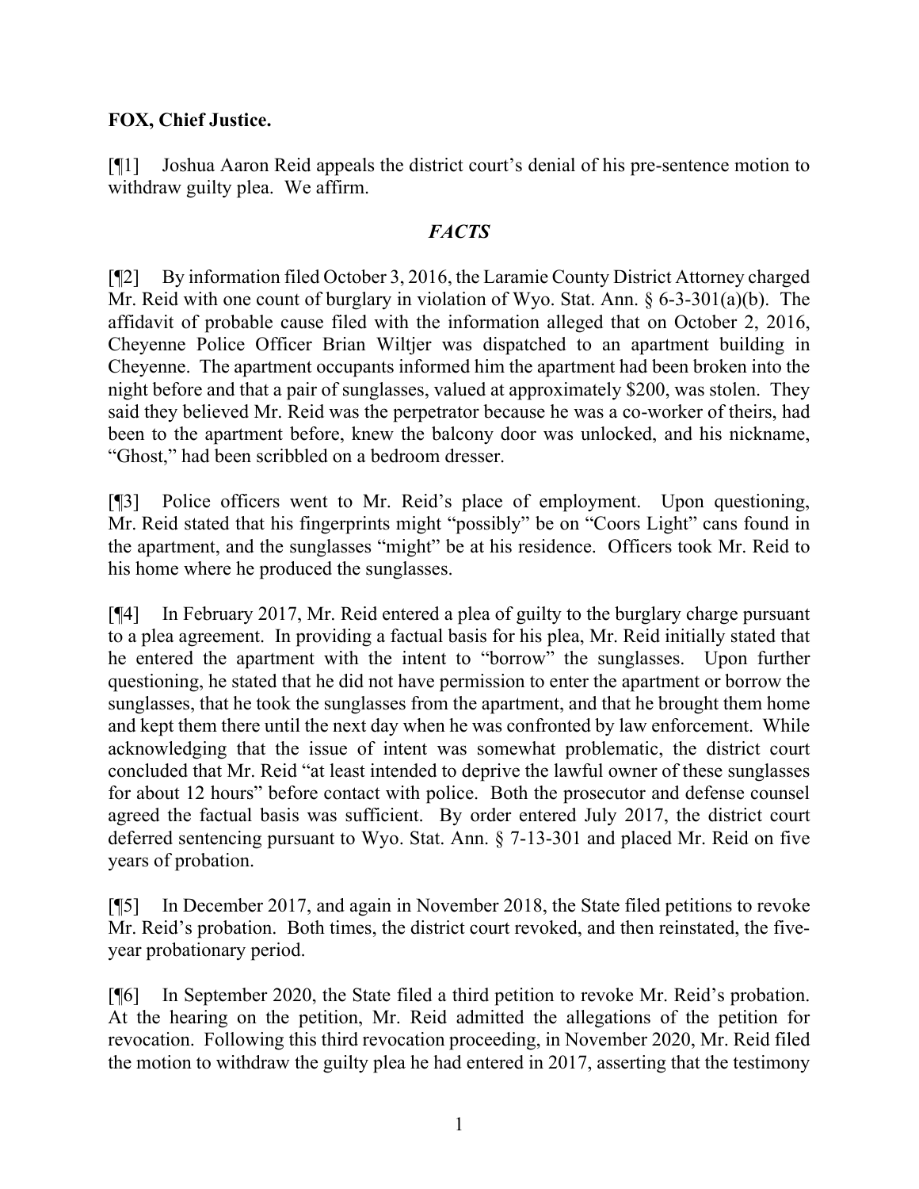**FOX, Chief Justice.**

[¶1] Joshua Aaron Reid appeals the district court's denial of his pre-sentence motion to withdraw guilty plea. We affirm.

## *FACTS*

[¶2] By information filed October 3, 2016, the Laramie County District Attorney charged Mr. Reid with one count of burglary in violation of Wyo. Stat. Ann. § 6-3-301(a)(b). The affidavit of probable cause filed with the information alleged that on October 2, 2016, Cheyenne Police Officer Brian Wiltjer was dispatched to an apartment building in Cheyenne. The apartment occupants informed him the apartment had been broken into the night before and that a pair of sunglasses, valued at approximately $200, was stolen. They said they believed Mr. Reid was the perpetrator because he was a co-worker of theirs, had been to the apartment before, knew the balcony door was unlocked, and his nickname, "Ghost," had been scribbled on a bedroom dresser.

[¶3] Police officers went to Mr. Reid's place of employment. Upon questioning, Mr. Reid stated that his fingerprints might "possibly" be on "Coors Light" cans found in the apartment, and the sunglasses "might" be at his residence. Officers took Mr. Reid to his home where he produced the sunglasses.

[¶4] In February 2017, Mr. Reid entered a plea of guilty to the burglary charge pursuant to a plea agreement. In providing a factual basis for his plea, Mr. Reid initially stated that he entered the apartment with the intent to "borrow" the sunglasses. Upon further questioning, he stated that he did not have permission to enter the apartment or borrow the sunglasses, that he took the sunglasses from the apartment, and that he brought them home and kept them there until the next day when he was confronted by law enforcement. While acknowledging that the issue of intent was somewhat problematic, the district court concluded that Mr. Reid "at least intended to deprive the lawful owner of these sunglasses for about 12 hours" before contact with police. Both the prosecutor and defense counsel agreed the factual basis was sufficient. By order entered July 2017, the district court deferred sentencing pursuant to Wyo. Stat. Ann. § 7-13-301 and placed Mr. Reid on five years of probation.

[¶5] In December 2017, and again in November 2018, the State filed petitions to revoke Mr. Reid's probation. Both times, the district court revoked, and then reinstated, the five-year probationary period.

[¶6] In September 2020, the State filed a third petition to revoke Mr. Reid's probation. At the hearing on the petition, Mr. Reid admitted the allegations of the petition for revocation. Following this third revocation proceeding, in November 2020, Mr. Reid filed the motion to withdraw the guilty plea he had entered in 2017, asserting that the testimony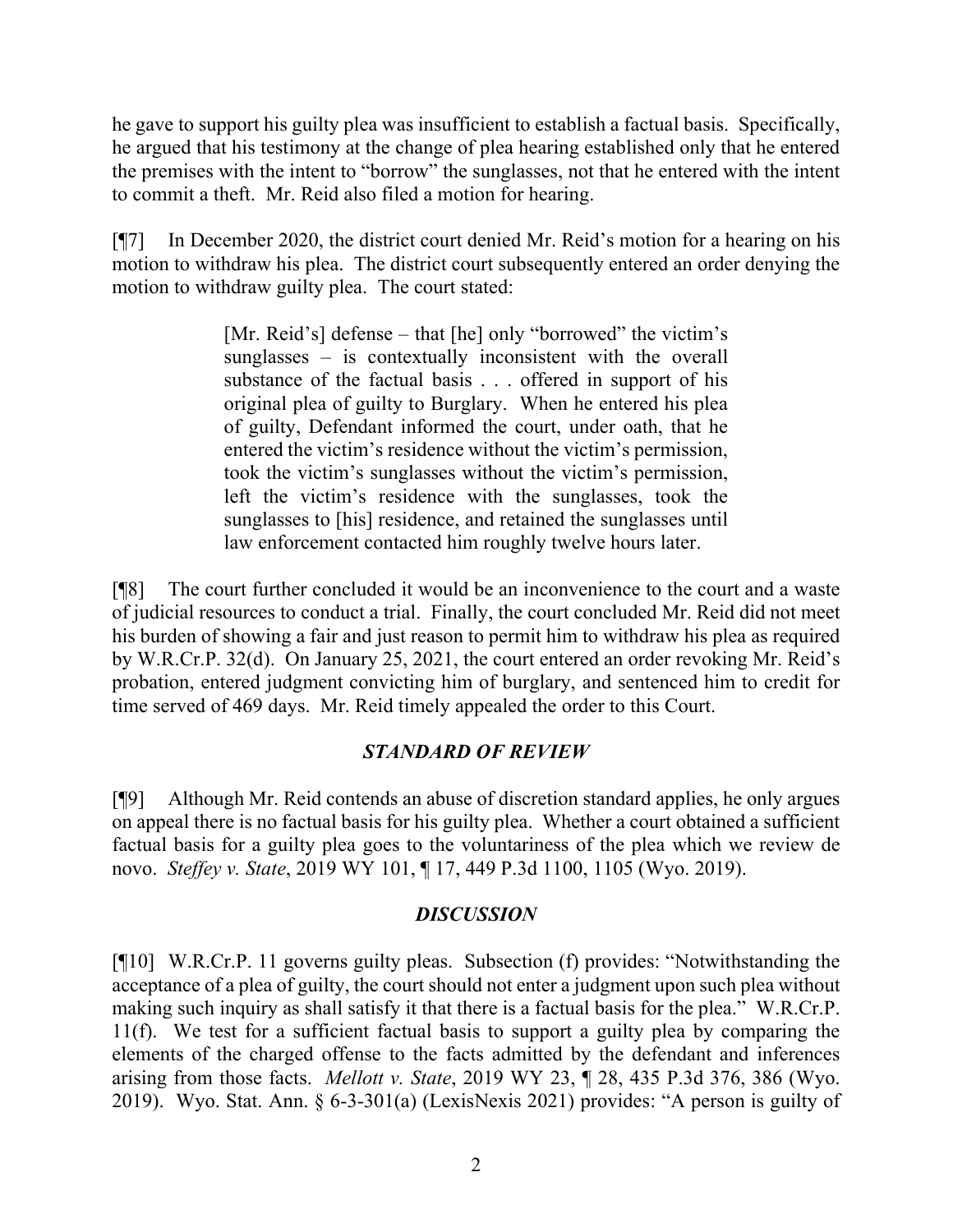he gave to support his guilty plea was insufficient to establish a factual basis. Specifically, he argued that his testimony at the change of plea hearing established only that he entered the premises with the intent to "borrow" the sunglasses, not that he entered with the intent to commit a theft. Mr. Reid also filed a motion for hearing.

[¶7] In December 2020, the district court denied Mr. Reid's motion for a hearing on his motion to withdraw his plea. The district court subsequently entered an order denying the motion to withdraw guilty plea. The court stated:

> [Mr. Reid's] defense – that [he] only "borrowed" the victim's sunglasses – is contextually inconsistent with the overall substance of the factual basis . . . offered in support of his original plea of guilty to Burglary. When he entered his plea of guilty, Defendant informed the court, under oath, that he entered the victim's residence without the victim's permission, took the victim's sunglasses without the victim's permission, left the victim's residence with the sunglasses, took the sunglasses to [his] residence, and retained the sunglasses until law enforcement contacted him roughly twelve hours later.

[¶8] The court further concluded it would be an inconvenience to the court and a waste of judicial resources to conduct a trial. Finally, the court concluded Mr. Reid did not meet his burden of showing a fair and just reason to permit him to withdraw his plea as required by W.R.Cr.P. 32(d). On January 25, 2021, the court entered an order revoking Mr. Reid's probation, entered judgment convicting him of burglary, and sentenced him to credit for time served of 469 days. Mr. Reid timely appealed the order to this Court.

## *STANDARD OF REVIEW*

[¶9] Although Mr. Reid contends an abuse of discretion standard applies, he only argues on appeal there is no factual basis for his guilty plea. Whether a court obtained a sufficient factual basis for a guilty plea goes to the voluntariness of the plea which we review de novo. *Steffey v. State*, 2019 WY 101, ¶ 17, 449 P.3d 1100, 1105 (Wyo. 2019).

## *DISCUSSION*

[¶10] W.R.Cr.P. 11 governs guilty pleas. Subsection (f) provides: "Notwithstanding the acceptance of a plea of guilty, the court should not enter a judgment upon such plea without making such inquiry as shall satisfy it that there is a factual basis for the plea." W.R.Cr.P. 11(f). We test for a sufficient factual basis to support a guilty plea by comparing the elements of the charged offense to the facts admitted by the defendant and inferences arising from those facts. *Mellott v. State*, 2019 WY 23, ¶ 28, 435 P.3d 376, 386 (Wyo. 2019). Wyo. Stat. Ann. § 6-3-301(a) (LexisNexis 2021) provides: "A person is guilty of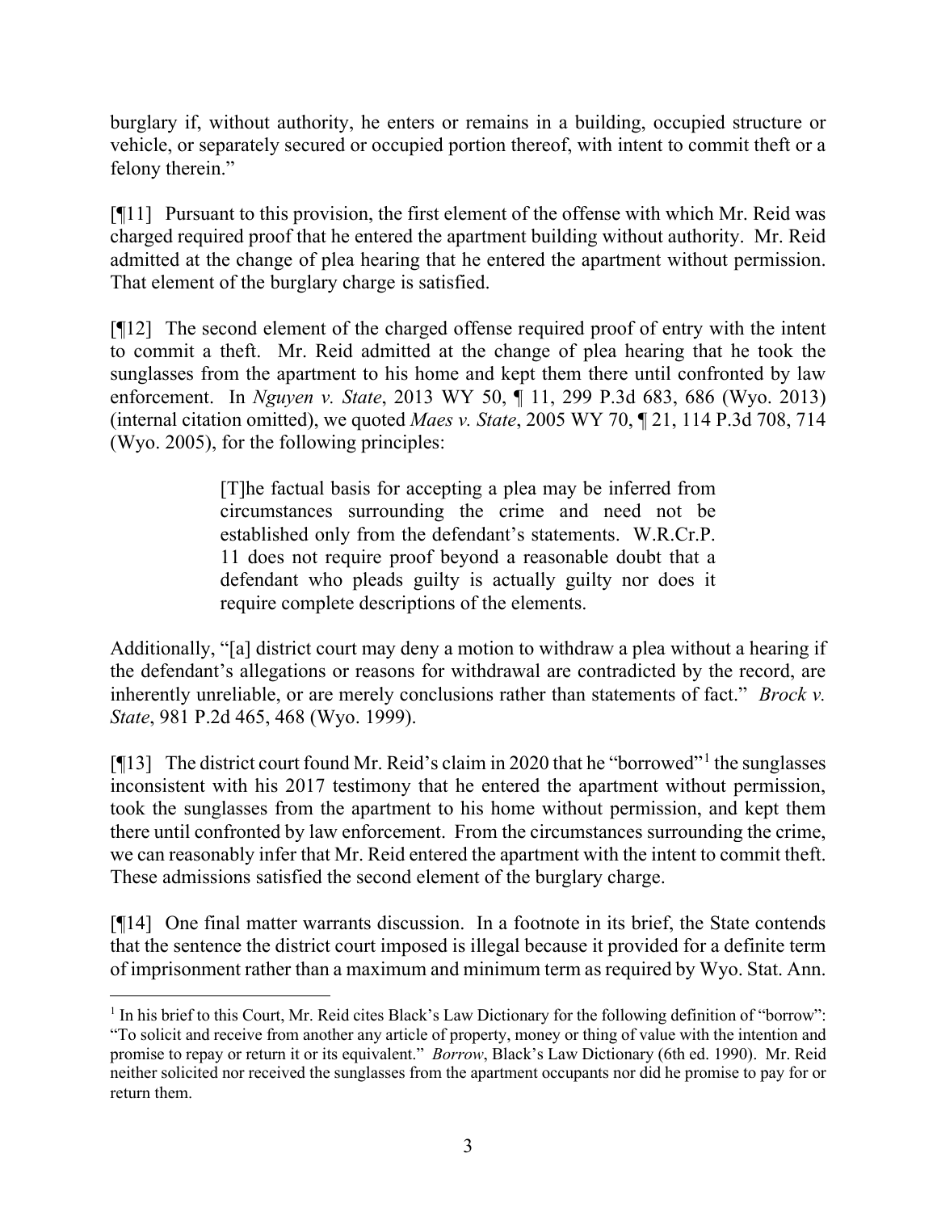burglary if, without authority, he enters or remains in a building, occupied structure or vehicle, or separately secured or occupied portion thereof, with intent to commit theft or a felony therein."

[¶11] Pursuant to this provision, the first element of the offense with which Mr. Reid was charged required proof that he entered the apartment building without authority. Mr. Reid admitted at the change of plea hearing that he entered the apartment without permission. That element of the burglary charge is satisfied.

[¶12] The second element of the charged offense required proof of entry with the intent to commit a theft. Mr. Reid admitted at the change of plea hearing that he took the sunglasses from the apartment to his home and kept them there until confronted by law enforcement. In *Nguyen v. State*, 2013 WY 50, ¶ 11, 299 P.3d 683, 686 (Wyo. 2013) (internal citation omitted), we quoted *Maes v. State*, 2005 WY 70, ¶ 21, 114 P.3d 708, 714 (Wyo. 2005), for the following principles:

> [T]he factual basis for accepting a plea may be inferred from circumstances surrounding the crime and need not be established only from the defendant's statements. W.R.Cr.P. 11 does not require proof beyond a reasonable doubt that a defendant who pleads guilty is actually guilty nor does it require complete descriptions of the elements.

Additionally, "[a] district court may deny a motion to withdraw a plea without a hearing if the defendant's allegations or reasons for withdrawal are contradicted by the record, are inherently unreliable, or are merely conclusions rather than statements of fact." *Brock v. State*, 981 P.2d 465, 468 (Wyo. 1999).

[¶13] The district court found Mr. Reid's claim in 2020 that he "borrowed"[1] the sunglasses inconsistent with his 2017 testimony that he entered the apartment without permission, took the sunglasses from the apartment to his home without permission, and kept them there until confronted by law enforcement. From the circumstances surrounding the crime, we can reasonably infer that Mr. Reid entered the apartment with the intent to commit theft. These admissions satisfied the second element of the burglary charge.

[¶14] One final matter warrants discussion. In a footnote in its brief, the State contends that the sentence the district court imposed is illegal because it provided for a definite term of imprisonment rather than a maximum and minimum term as required by Wyo. Stat. Ann.

---

[1] In his brief to this Court, Mr. Reid cites Black's Law Dictionary for the following definition of "borrow": "To solicit and receive from another any article of property, money or thing of value with the intention and promise to repay or return it or its equivalent." *Borrow*, Black's Law Dictionary (6th ed. 1990). Mr. Reid neither solicited nor received the sunglasses from the apartment occupants nor did he promise to pay for or return them.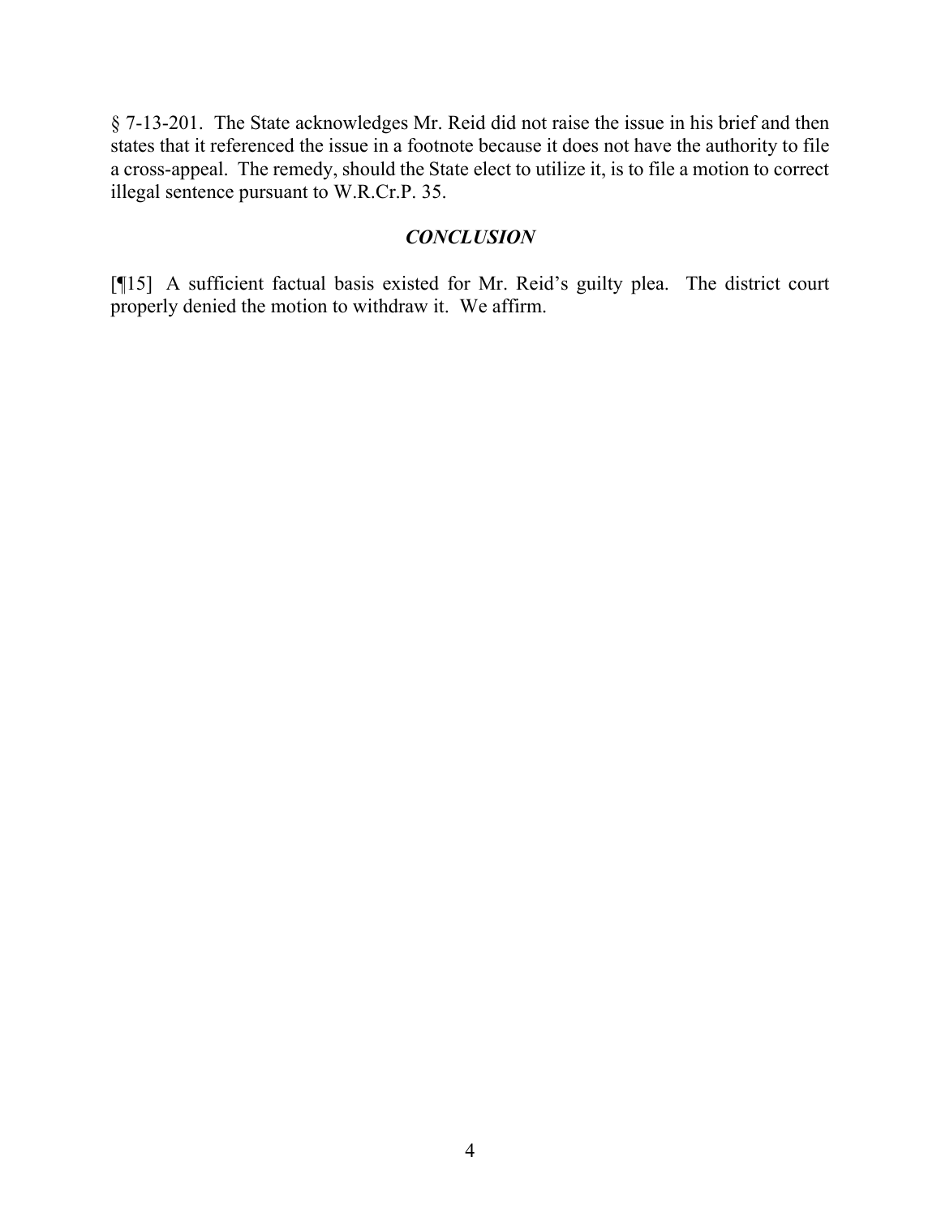§ 7-13-201. The State acknowledges Mr. Reid did not raise the issue in his brief and then states that it referenced the issue in a footnote because it does not have the authority to file a cross-appeal. The remedy, should the State elect to utilize it, is to file a motion to correct illegal sentence pursuant to W.R.Cr.P. 35.

## *CONCLUSION*

[¶15] A sufficient factual basis existed for Mr. Reid's guilty plea. The district court properly denied the motion to withdraw it. We affirm.